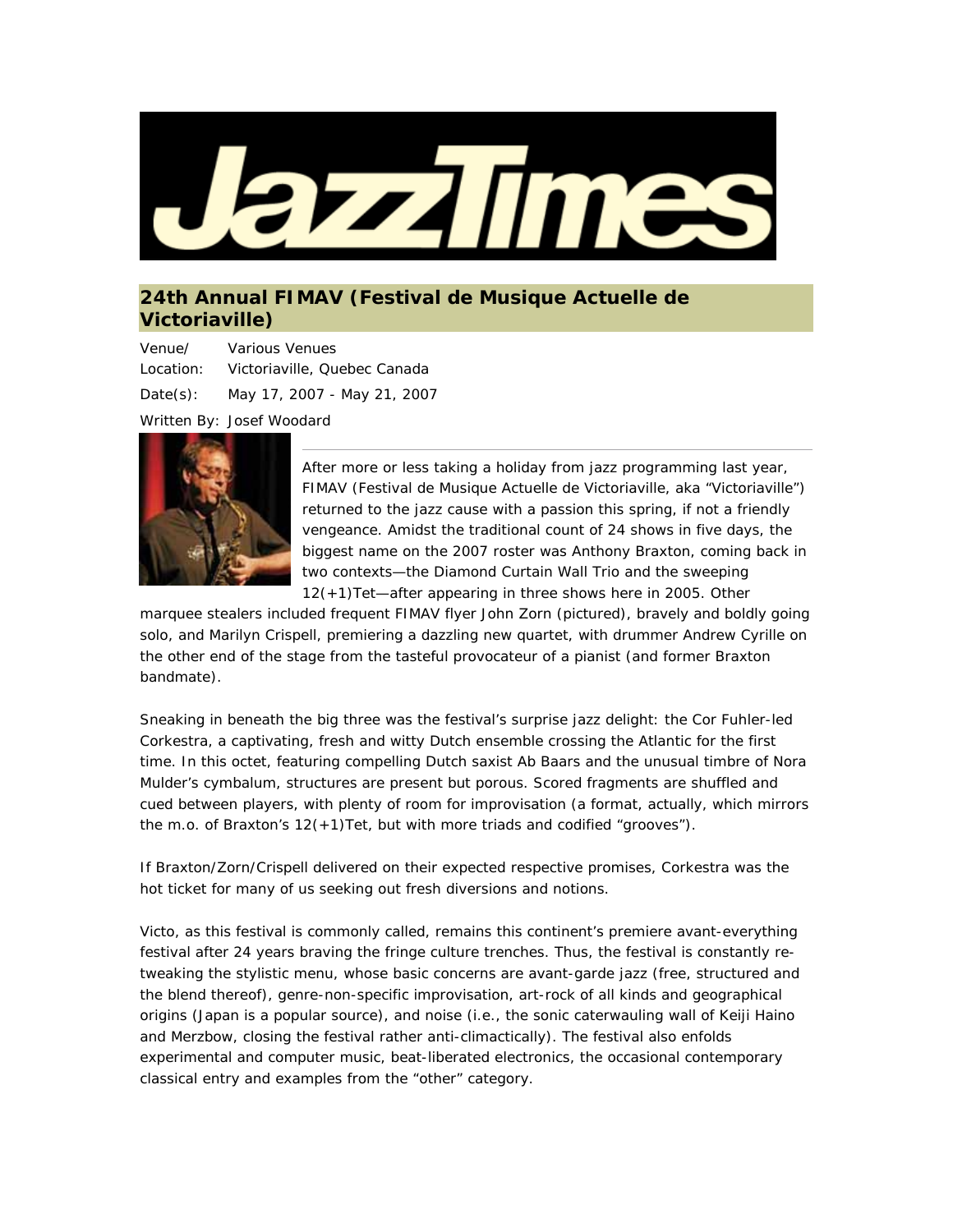JazzTimes

## 24th Annual FIMAV (Festival de Musique Actuelle de Victoriaville)

Venue/ Location: Various Venues Victoriaville, Quebec Canada

Date(s): May 17, 2007 - May 21, 2007

Written By: Josef Woodard

After more or less taking a holiday from jazz programming last year, FIMAV (Festival de Musique Actuelle de Victoriaville, aka "Victoriaville") returned to the jazz cause with a passion this spring, if not a friendly vengeance. Amidst the traditional count of 24 shows in five days, the biggest name on the 2007 roster was Anthony Braxton, coming back in two contexts—the Diamond Curtain Wall Trio and the sweeping 12(+1)Tet—after appearing in three shows here in 2005. Other marquee stealers included frequent FIMAV flyer John Zorn (pictured), bravely and boldly going solo, and Marilyn Crispell, premiering a dazzling new quartet, with drummer Andrew Cyrille on the other end of the stage from the tasteful provocateur of a pianist (and former Braxton bandmate).

Sneaking in beneath the big three was the festival's surprise jazz delight: the Cor Fuhler-led Corkestra, a captivating, fresh and witty Dutch ensemble crossing the Atlantic for the first time. In this octet, featuring compelling Dutch saxist Ab Baars and the unusual timbre of Nora Mulder's cymbalum, structures are present but porous. Scored fragments are shuffled and cued between players, with plenty of room for improvisation (a format, actually, which mirrors the m.o. of Braxton's 12(+1)Tet, but with more triads and codified "grooves").

If Braxton/Zorn/Crispell delivered on their expected respective promises, Corkestra was the hot ticket for many of us seeking out fresh diversions and notions.

Victo, as this festival is commonly called, remains this continent's premiere avant-everything festival after 24 years braving the fringe culture trenches. Thus, the festival is constantly re-tweaking the stylistic menu, whose basic concerns are avant-garde jazz (free, structured and the blend thereof), genre-non-specific improvisation, art-rock of all kinds and geographical origins (Japan is a popular source), and noise (i.e., the sonic caterwauling wall of Keiji Haino and Merzbow, closing the festival rather anti-climactically). The festival also enfolds experimental and computer music, beat-liberated electronics, the occasional contemporary classical entry and examples from the "other" category.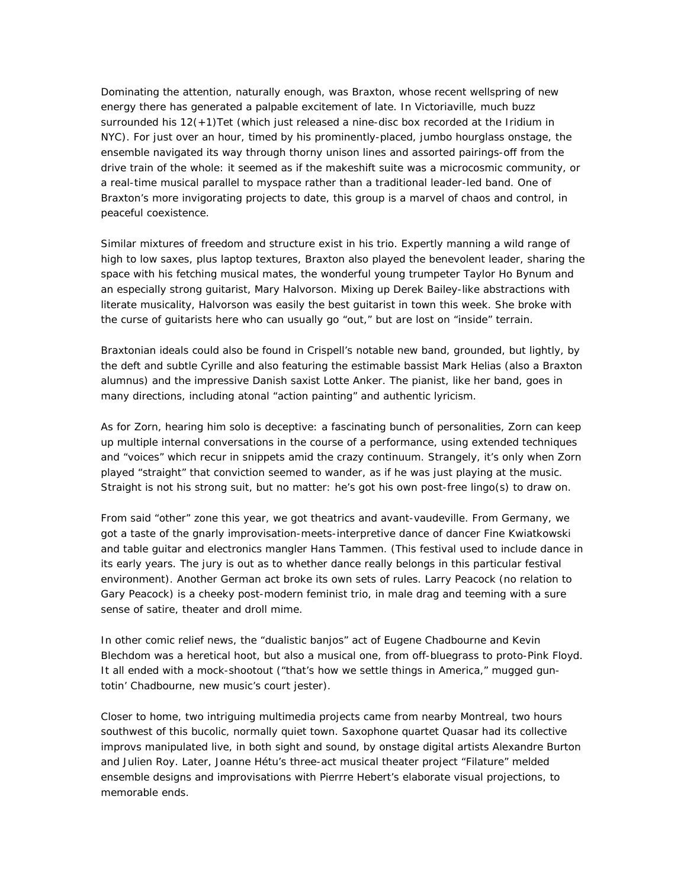Dominating the attention, naturally enough, was Braxton, whose recent wellspring of new energy there has generated a palpable excitement of late. In Victoriaville, much buzz surrounded his 12(+1)Tet (which just released a nine-disc box recorded at the Iridium in NYC). For just over an hour, timed by his prominently-placed, jumbo hourglass onstage, the ensemble navigated its way through thorny unison lines and assorted pairings-off from the drive train of the whole: it seemed as if the makeshift suite was a microcosmic community, or a real-time musical parallel to myspace rather than a traditional leader-led band. One of Braxton's more invigorating projects to date, this group is a marvel of chaos and control, in peaceful coexistence.

Similar mixtures of freedom and structure exist in his trio. Expertly manning a wild range of high to low saxes, plus laptop textures, Braxton also played the benevolent leader, sharing the space with his fetching musical mates, the wonderful young trumpeter Taylor Ho Bynum and an especially strong guitarist, Mary Halvorson. Mixing up Derek Bailey-like abstractions with literate musicality, Halvorson was easily the best guitarist in town this week. She broke with the curse of guitarists here who can usually go "out," but are lost on "inside" terrain.

Braxtonian ideals could also be found in Crispell's notable new band, grounded, but lightly, by the deft and subtle Cyrille and also featuring the estimable bassist Mark Helias (also a Braxton alumnus) and the impressive Danish saxist Lotte Anker. The pianist, like her band, goes in many directions, including atonal "action painting" and authentic lyricism.

As for Zorn, hearing him solo is deceptive: a fascinating bunch of personalities, Zorn can keep up multiple internal conversations in the course of a performance, using extended techniques and "voices" which recur in snippets amid the crazy continuum. Strangely, it's only when Zorn played "straight" that conviction seemed to wander, as if he was just playing at the music. Straight is not his strong suit, but no matter: he's got his own post-free lingo(s) to draw on.

From said "other" zone this year, we got theatrics and avant-vaudeville. From Germany, we got a taste of the gnarly improvisation-meets-interpretive dance of dancer Fine Kwiatkowski and table guitar and electronics mangler Hans Tammen. (This festival used to include dance in its early years. The jury is out as to whether dance really belongs in this particular festival environment). Another German act broke its own sets of rules. Larry Peacock (no relation to Gary Peacock) is a cheeky post-modern feminist trio, in male drag and teeming with a sure sense of satire, theater and droll mime.

In other comic relief news, the "dualistic banjos" act of Eugene Chadbourne and Kevin Blechdom was a heretical hoot, but also a musical one, from off-bluegrass to proto-Pink Floyd. It all ended with a mock-shootout ("that's how we settle things in America," mugged gun-totin' Chadbourne, new music's court jester).

Closer to home, two intriguing multimedia projects came from nearby Montreal, two hours southwest of this bucolic, normally quiet town. Saxophone quartet Quasar had its collective improvs manipulated live, in both sight and sound, by onstage digital artists Alexandre Burton and Julien Roy. Later, Joanne Hétu's three-act musical theater project "Filature" melded ensemble designs and improvisations with Pierrre Hebert's elaborate visual projections, to memorable ends.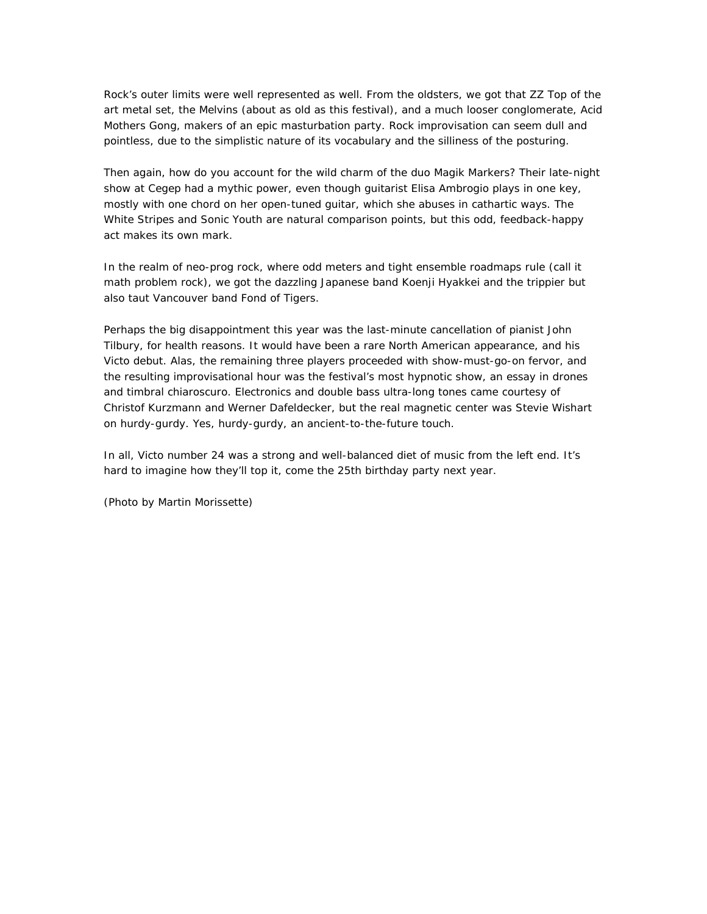Rock's outer limits were well represented as well. From the oldsters, we got that ZZ Top of the art metal set, the Melvins (about as old as this festival), and a much looser conglomerate, Acid Mothers Gong, makers of an epic masturbation party. Rock improvisation can seem dull and pointless, due to the simplistic nature of its vocabulary and the silliness of the posturing.

Then again, how do you account for the wild charm of the duo Magik Markers? Their late-night show at Cegep had a mythic power, even though guitarist Elisa Ambrogio plays in one key, mostly with one chord on her open-tuned guitar, which she abuses in cathartic ways. The White Stripes and Sonic Youth are natural comparison points, but this odd, feedback-happy act makes its own mark.

In the realm of neo-prog rock, where odd meters and tight ensemble roadmaps rule (call it math problem rock), we got the dazzling Japanese band Koenji Hyakkei and the trippier but also taut Vancouver band Fond of Tigers.

Perhaps the big disappointment this year was the last-minute cancellation of pianist John Tilbury, for health reasons. It would have been a rare North American appearance, and his Victo debut. Alas, the remaining three players proceeded with show-must-go-on fervor, and the resulting improvisational hour was the festival's most hypnotic show, an essay in drones and timbral chiaroscuro. Electronics and double bass ultra-long tones came courtesy of Christof Kurzmann and Werner Dafeldecker, but the real magnetic center was Stevie Wishart on hurdy-gurdy. Yes, hurdy-gurdy, an ancient-to-the-future touch.

In all, Victo number 24 was a strong and well-balanced diet of music from the left end. It's hard to imagine how they'll top it, come the 25th birthday party next year.

(Photo by Martin Morissette)